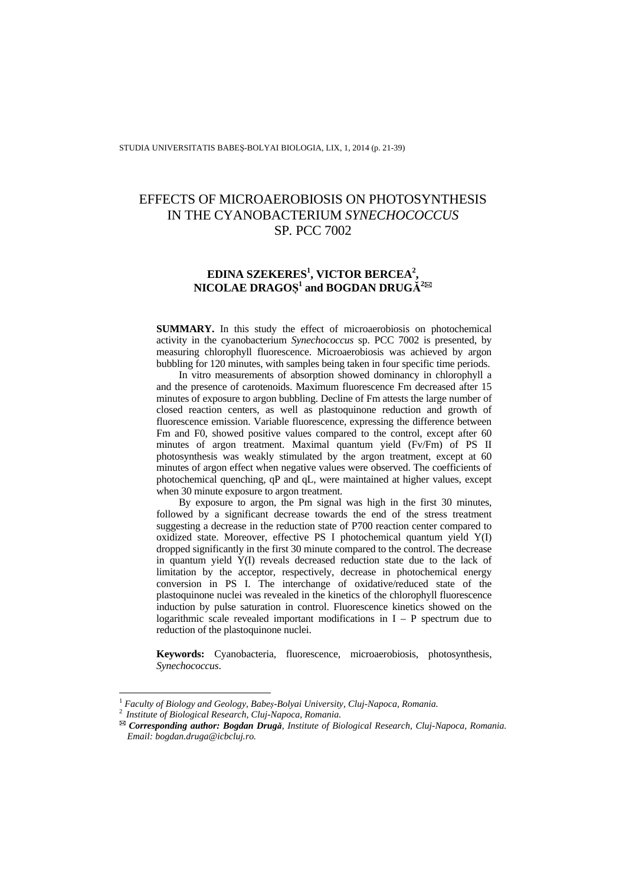# EFFECTS OF MICROAEROBIOSIS ON PHOTOSYNTHESIS IN THE CYANOBACTERIUM *SYNECHOCOCCUS* SP. PCC 7002

**EDINA SZEKERES[1], VICTOR BERCEA[2], NICOLAE DRAGOȘ[1] and BOGDAN DRUGĂ[2]✉**

**SUMMARY.** In this study the effect of microaerobiosis on photochemical activity in the cyanobacterium *Synechococcus* sp. PCC 7002 is presented, by measuring chlorophyll fluorescence. Microaerobiosis was achieved by argon bubbling for 120 minutes, with samples being taken in four specific time periods.

In vitro measurements of absorption showed dominancy in chlorophyll a and the presence of carotenoids. Maximum fluorescence Fm decreased after 15 minutes of exposure to argon bubbling. Decline of Fm attests the large number of closed reaction centers, as well as plastoquinone reduction and growth of fluorescence emission. Variable fluorescence, expressing the difference between Fm and F0, showed positive values compared to the control, except after 60 minutes of argon treatment. Maximal quantum yield (Fv/Fm) of PS II photosynthesis was weakly stimulated by the argon treatment, except at 60 minutes of argon effect when negative values were observed. The coefficients of photochemical quenching, qP and qL, were maintained at higher values, except when 30 minute exposure to argon treatment.

By exposure to argon, the Pm signal was high in the first 30 minutes, followed by a significant decrease towards the end of the stress treatment suggesting a decrease in the reduction state of P700 reaction center compared to oxidized state. Moreover, effective PS I photochemical quantum yield Y(I) dropped significantly in the first 30 minute compared to the control. The decrease in quantum yield Y(I) reveals decreased reduction state due to the lack of limitation by the acceptor, respectively, decrease in photochemical energy conversion in PS I. The interchange of oxidative/reduced state of the plastoquinone nuclei was revealed in the kinetics of the chlorophyll fluorescence induction by pulse saturation in control. Fluorescence kinetics showed on the logarithmic scale revealed important modifications in I – P spectrum due to reduction of the plastoquinone nuclei.

**Keywords:** Cyanobacteria, fluorescence, microaerobiosis, photosynthesis, *Synechococcus*.

---

[1] *Faculty of Biology and Geology, Babeș-Bolyai University, Cluj-Napoca, Romania.*

[2] *Institute of Biological Research, Cluj-Napoca, Romania.*

✉ ***Corresponding author: Bogdan Drugă****, Institute of Biological Research, Cluj-Napoca, Romania. Email: bogdan.druga@icbcluj.ro.*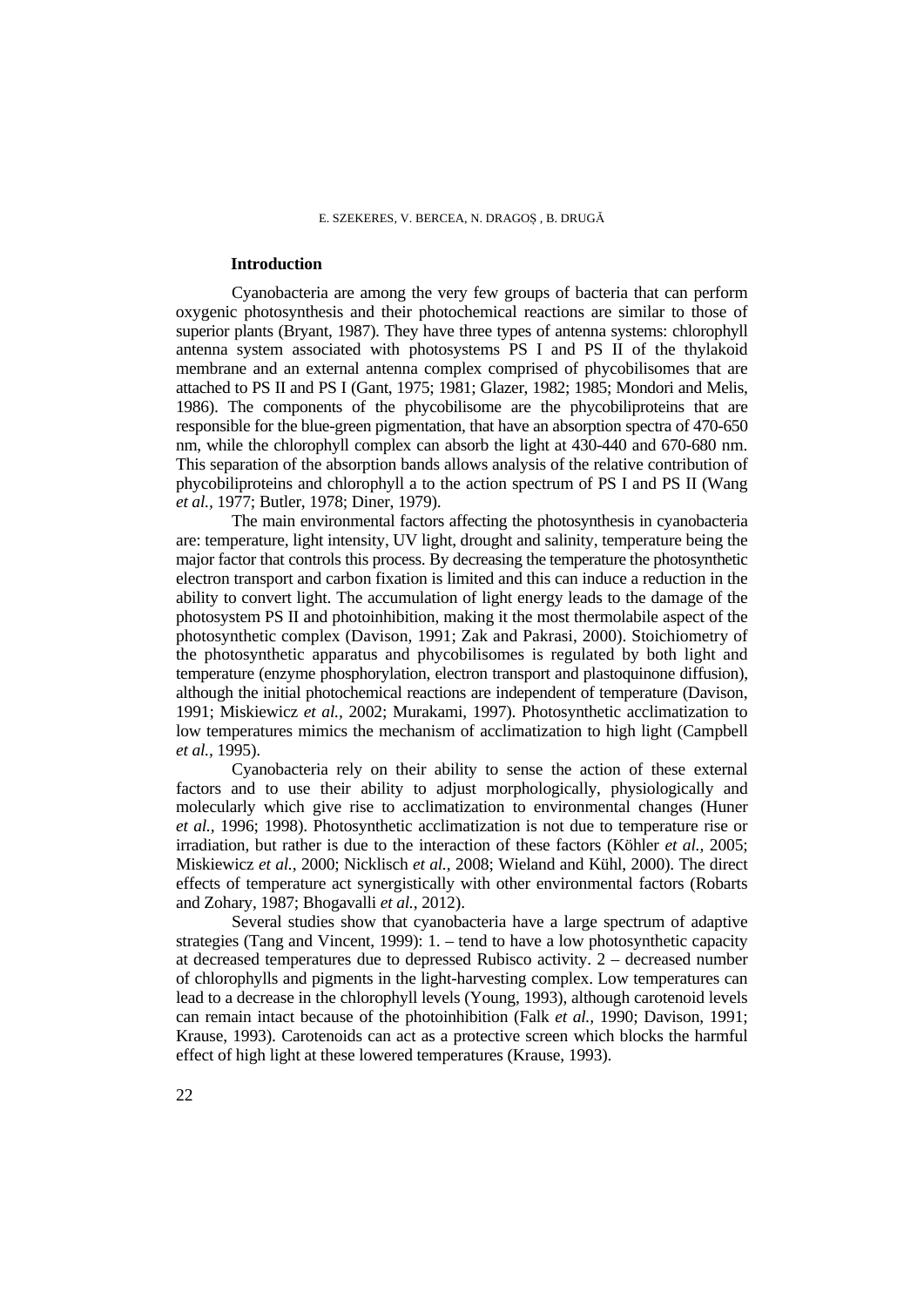## Introduction

Cyanobacteria are among the very few groups of bacteria that can perform oxygenic photosynthesis and their photochemical reactions are similar to those of superior plants (Bryant, 1987). They have three types of antenna systems: chlorophyll antenna system associated with photosystems PS I and PS II of the thylakoid membrane and an external antenna complex comprised of phycobilisomes that are attached to PS II and PS I (Gant, 1975; 1981; Glazer, 1982; 1985; Mondori and Melis, 1986). The components of the phycobilisome are the phycobiliproteins that are responsible for the blue-green pigmentation, that have an absorption spectra of 470-650 nm, while the chlorophyll complex can absorb the light at 430-440 and 670-680 nm. This separation of the absorption bands allows analysis of the relative contribution of phycobiliproteins and chlorophyll a to the action spectrum of PS I and PS II (Wang *et al.*, 1977; Butler, 1978; Diner, 1979).

The main environmental factors affecting the photosynthesis in cyanobacteria are: temperature, light intensity, UV light, drought and salinity, temperature being the major factor that controls this process. By decreasing the temperature the photosynthetic electron transport and carbon fixation is limited and this can induce a reduction in the ability to convert light. The accumulation of light energy leads to the damage of the photosystem PS II and photoinhibition, making it the most thermolabile aspect of the photosynthetic complex (Davison, 1991; Zak and Pakrasi, 2000). Stoichiometry of the photosynthetic apparatus and phycobilisomes is regulated by both light and temperature (enzyme phosphorylation, electron transport and plastoquinone diffusion), although the initial photochemical reactions are independent of temperature (Davison, 1991; Miskiewicz *et al.,* 2002; Murakami, 1997). Photosynthetic acclimatization to low temperatures mimics the mechanism of acclimatization to high light (Campbell *et al.*, 1995).

Cyanobacteria rely on their ability to sense the action of these external factors and to use their ability to adjust morphologically, physiologically and molecularly which give rise to acclimatization to environmental changes (Huner *et al.*, 1996; 1998). Photosynthetic acclimatization is not due to temperature rise or irradiation, but rather is due to the interaction of these factors (Köhler *et al.,* 2005; Miskiewicz *et al.*, 2000; Nicklisch *et al.*, 2008; Wieland and Kühl, 2000). The direct effects of temperature act synergistically with other environmental factors (Robarts and Zohary, 1987; Bhogavalli *et al.*, 2012).

Several studies show that cyanobacteria have a large spectrum of adaptive strategies (Tang and Vincent, 1999): 1. – tend to have a low photosynthetic capacity at decreased temperatures due to depressed Rubisco activity. 2 – decreased number of chlorophylls and pigments in the light-harvesting complex. Low temperatures can lead to a decrease in the chlorophyll levels (Young, 1993), although carotenoid levels can remain intact because of the photoinhibition (Falk *et al.*, 1990; Davison, 1991; Krause, 1993). Carotenoids can act as a protective screen which blocks the harmful effect of high light at these lowered temperatures (Krause, 1993).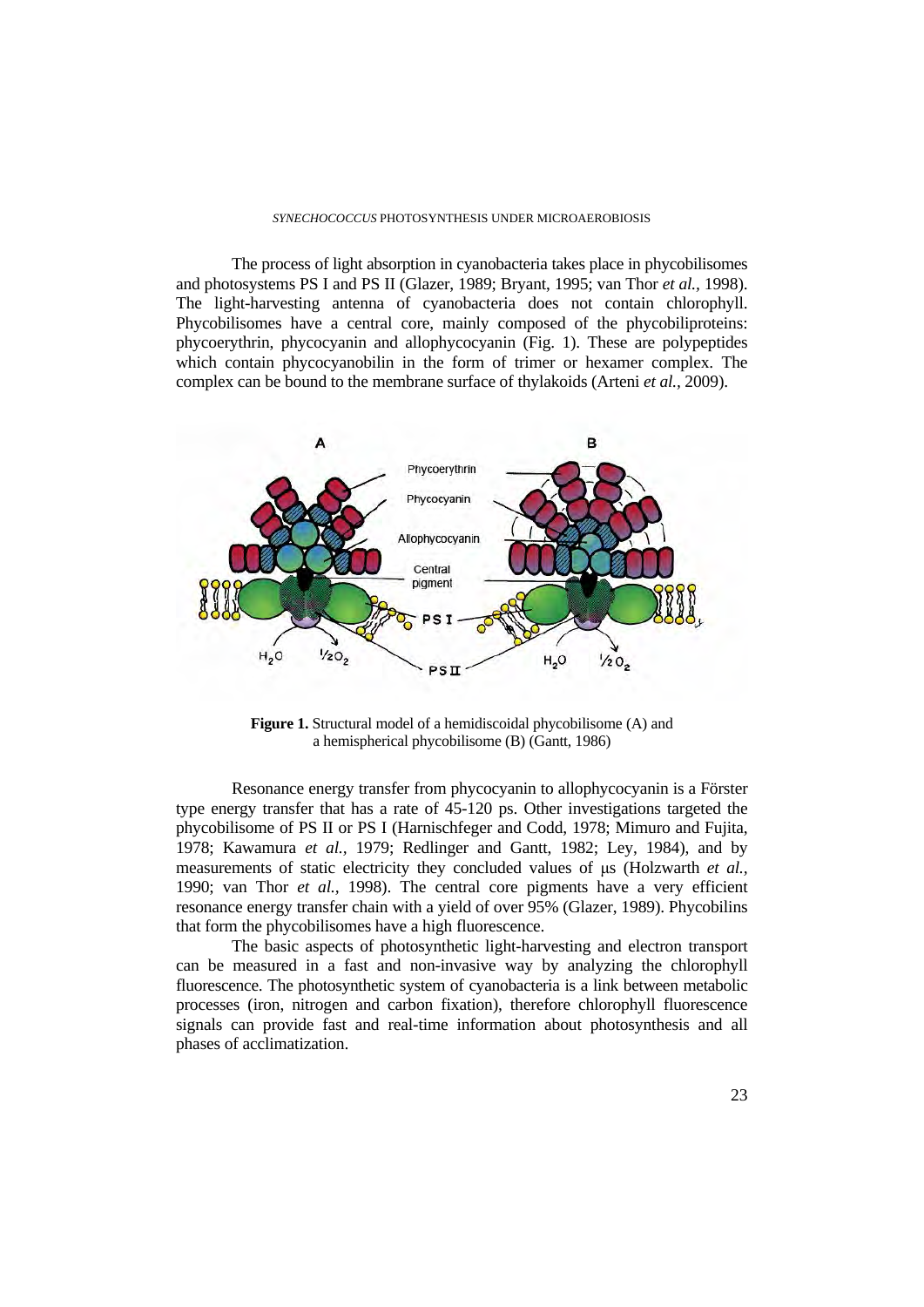The process of light absorption in cyanobacteria takes place in phycobilisomes and photosystems PS I and PS II (Glazer, 1989; Bryant, 1995; van Thor *et al.*, 1998). The light-harvesting antenna of cyanobacteria does not contain chlorophyll. Phycobilisomes have a central core, mainly composed of the phycobiliproteins: phycoerythrin, phycocyanin and allophycocyanin (Fig. 1). These are polypeptides which contain phycocyanobilin in the form of trimer or hexamer complex. The complex can be bound to the membrane surface of thylakoids (Arteni *et al.*, 2009).

**Figure 1.** Structural model of a hemidiscoidal phycobilisome (A) and a hemispherical phycobilisome (B) (Gantt, 1986)

Resonance energy transfer from phycocyanin to allophycocyanin is a Förster type energy transfer that has a rate of 45-120 ps. Other investigations targeted the phycobilisome of PS II or PS I (Harnischfeger and Codd, 1978; Mimuro and Fujita, 1978; Kawamura *et al.*, 1979; Redlinger and Gantt, 1982; Ley, 1984), and by measurements of static electricity they concluded values of μs (Holzwarth *et al.*, 1990; van Thor *et al.*, 1998). The central core pigments have a very efficient resonance energy transfer chain with a yield of over 95% (Glazer, 1989). Phycobilins that form the phycobilisomes have a high fluorescence.

The basic aspects of photosynthetic light-harvesting and electron transport can be measured in a fast and non-invasive way by analyzing the chlorophyll fluorescence. The photosynthetic system of cyanobacteria is a link between metabolic processes (iron, nitrogen and carbon fixation), therefore chlorophyll fluorescence signals can provide fast and real-time information about photosynthesis and all phases of acclimatization.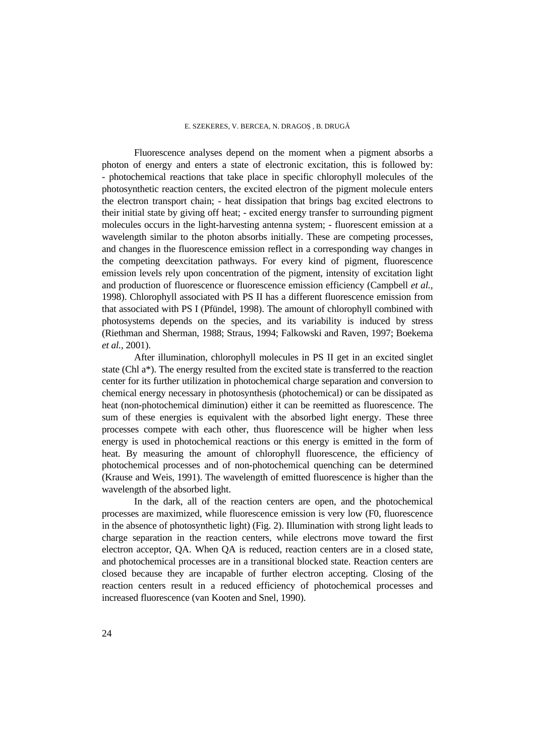Fluorescence analyses depend on the moment when a pigment absorbs a photon of energy and enters a state of electronic excitation, this is followed by: - photochemical reactions that take place in specific chlorophyll molecules of the photosynthetic reaction centers, the excited electron of the pigment molecule enters the electron transport chain; - heat dissipation that brings bag excited electrons to their initial state by giving off heat; - excited energy transfer to surrounding pigment molecules occurs in the light-harvesting antenna system; - fluorescent emission at a wavelength similar to the photon absorbs initially. These are competing processes, and changes in the fluorescence emission reflect in a corresponding way changes in the competing deexcitation pathways. For every kind of pigment, fluorescence emission levels rely upon concentration of the pigment, intensity of excitation light and production of fluorescence or fluorescence emission efficiency (Campbell *et al.*, 1998). Chlorophyll associated with PS II has a different fluorescence emission from that associated with PS I (Pfündel, 1998). The amount of chlorophyll combined with photosystems depends on the species, and its variability is induced by stress (Riethman and Sherman, 1988; Straus, 1994; Falkowski and Raven, 1997; Boekema *et al.*, 2001).

After illumination, chlorophyll molecules in PS II get in an excited singlet state (Chl a*). The energy resulted from the excited state is transferred to the reaction center for its further utilization in photochemical charge separation and conversion to chemical energy necessary in photosynthesis (photochemical) or can be dissipated as heat (non-photochemical diminution) either it can be reemitted as fluorescence. The sum of these energies is equivalent with the absorbed light energy. These three processes compete with each other, thus fluorescence will be higher when less energy is used in photochemical reactions or this energy is emitted in the form of heat. By measuring the amount of chlorophyll fluorescence, the efficiency of photochemical processes and of non-photochemical quenching can be determined (Krause and Weis, 1991). The wavelength of emitted fluorescence is higher than the wavelength of the absorbed light.

In the dark, all of the reaction centers are open, and the photochemical processes are maximized, while fluorescence emission is very low (F0, fluorescence in the absence of photosynthetic light) (Fig. 2). Illumination with strong light leads to charge separation in the reaction centers, while electrons move toward the first electron acceptor, QA. When QA is reduced, reaction centers are in a closed state, and photochemical processes are in a transitional blocked state. Reaction centers are closed because they are incapable of further electron accepting. Closing of the reaction centers result in a reduced efficiency of photochemical processes and increased fluorescence (van Kooten and Snel, 1990).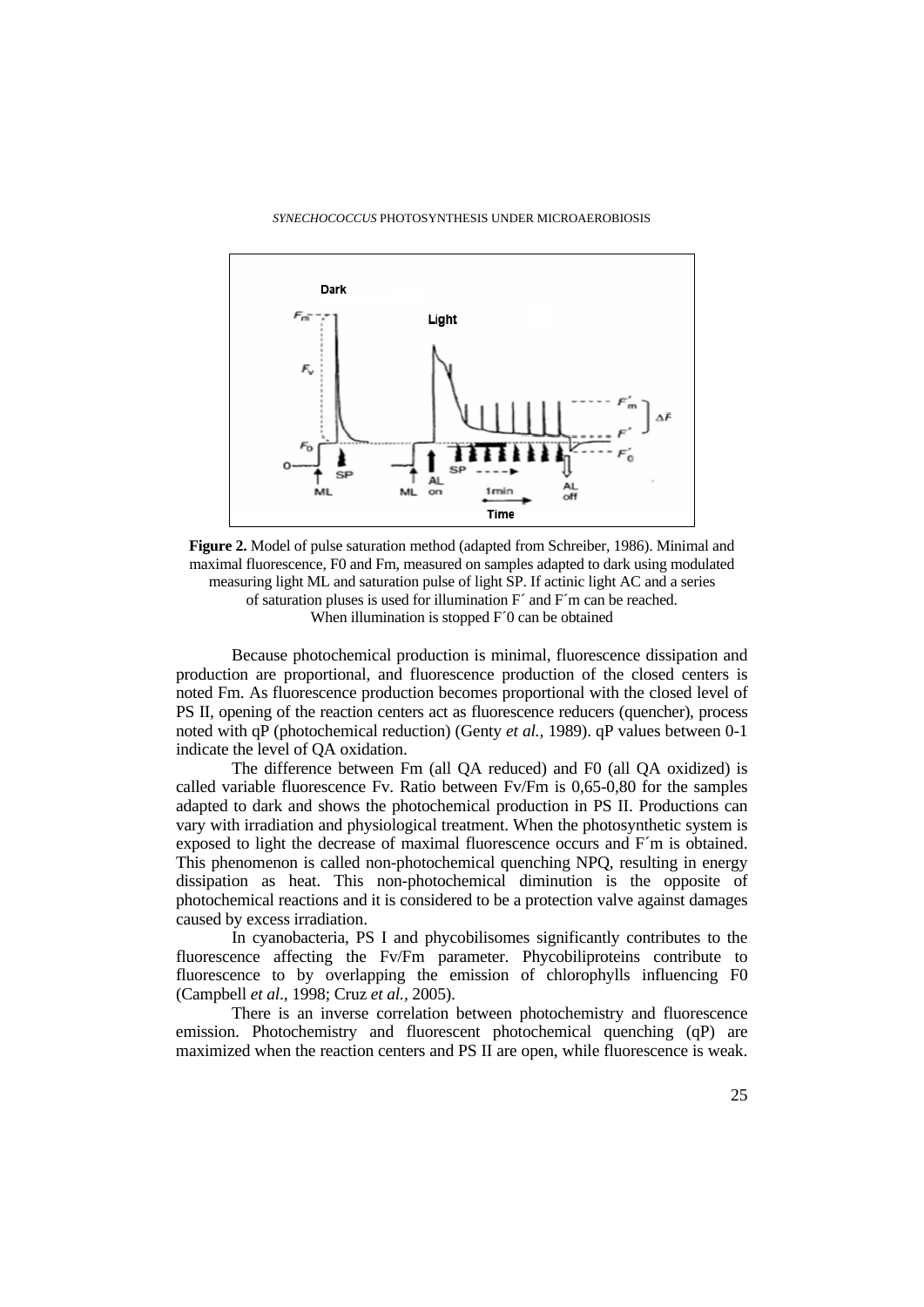**Figure 2.** Model of pulse saturation method (adapted from Schreiber, 1986). Minimal and maximal fluorescence, F0 and Fm, measured on samples adapted to dark using modulated measuring light ML and saturation pulse of light SP. If actinic light AC and a series of saturation pluses is used for illumination F´ and F´m can be reached. When illumination is stopped F´0 can be obtained

Because photochemical production is minimal, fluorescence dissipation and production are proportional, and fluorescence production of the closed centers is noted Fm. As fluorescence production becomes proportional with the closed level of PS II, opening of the reaction centers act as fluorescence reducers (quencher), process noted with qP (photochemical reduction) (Genty *et al.,* 1989). qP values between 0-1 indicate the level of QA oxidation.

The difference between Fm (all QA reduced) and F0 (all QA oxidized) is called variable fluorescence Fv. Ratio between Fv/Fm is 0,65-0,80 for the samples adapted to dark and shows the photochemical production in PS II. Productions can vary with irradiation and physiological treatment. When the photosynthetic system is exposed to light the decrease of maximal fluorescence occurs and F´m is obtained. This phenomenon is called non-photochemical quenching NPQ, resulting in energy dissipation as heat. This non-photochemical diminution is the opposite of photochemical reactions and it is considered to be a protection valve against damages caused by excess irradiation.

In cyanobacteria, PS I and phycobilisomes significantly contributes to the fluorescence affecting the Fv/Fm parameter. Phycobiliproteins contribute to fluorescence to by overlapping the emission of chlorophylls influencing F0 (Campbell *et al*., 1998; Cruz *et al.*, 2005).

There is an inverse correlation between photochemistry and fluorescence emission. Photochemistry and fluorescent photochemical quenching (qP) are maximized when the reaction centers and PS II are open, while fluorescence is weak.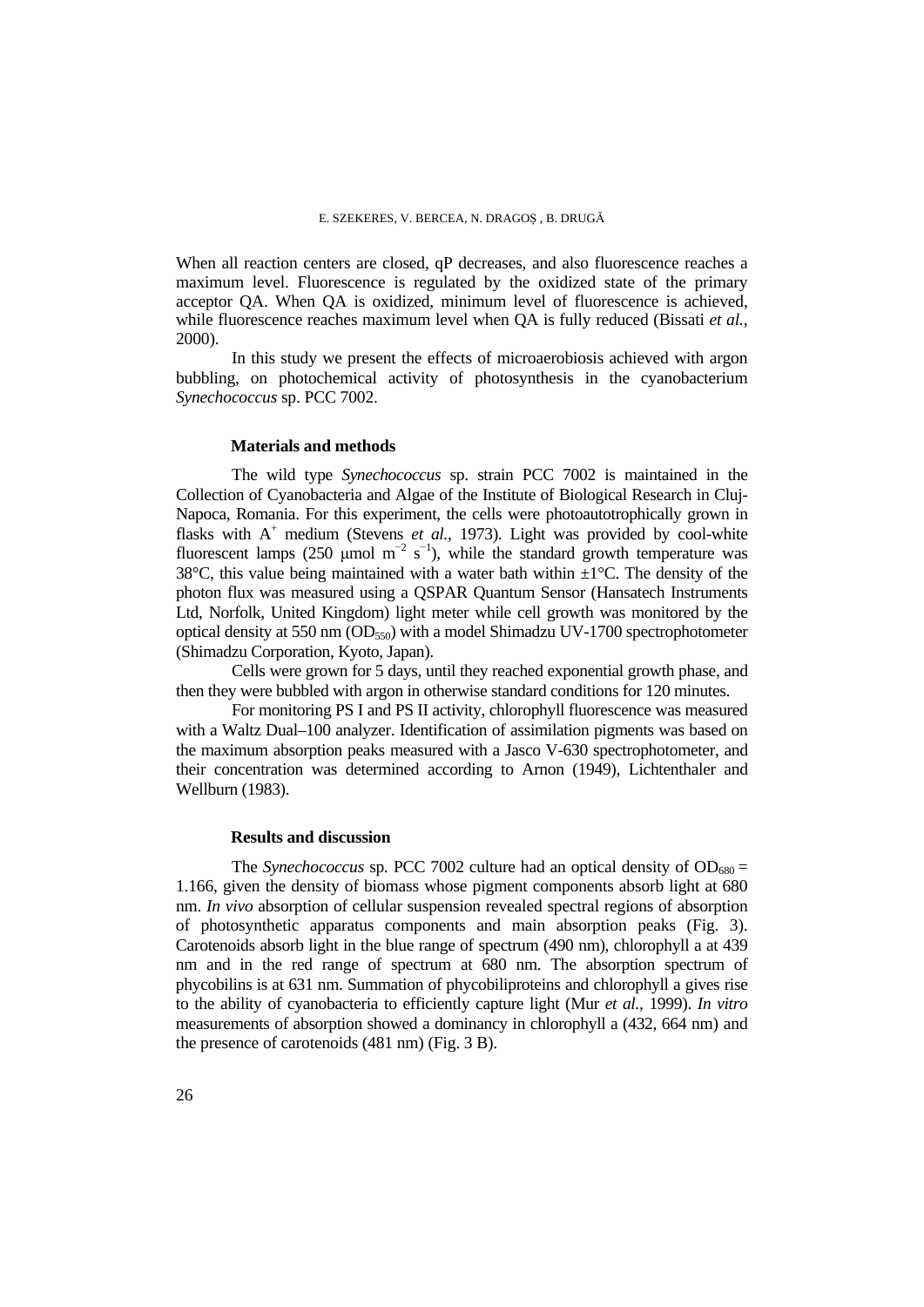When all reaction centers are closed, qP decreases, and also fluorescence reaches a maximum level. Fluorescence is regulated by the oxidized state of the primary acceptor QA. When QA is oxidized, minimum level of fluorescence is achieved, while fluorescence reaches maximum level when QA is fully reduced (Bissati *et al.*, 2000).

In this study we present the effects of microaerobiosis achieved with argon bubbling, on photochemical activity of photosynthesis in the cyanobacterium *Synechococcus* sp. PCC 7002.

## Materials and methods

The wild type *Synechococcus* sp. strain PCC 7002 is maintained in the Collection of Cyanobacteria and Algae of the Institute of Biological Research in Cluj-Napoca, Romania. For this experiment, the cells were photoautotrophically grown in flasks with $A^+$ medium (Stevens *et al.*, 1973). Light was provided by cool-white fluorescent lamps (250 μmol $m^{-2}$ $s^{-1}$), while the standard growth temperature was 38°C, this value being maintained with a water bath within ±1°C. The density of the photon flux was measured using a QSPAR Quantum Sensor (Hansatech Instruments Ltd, Norfolk, United Kingdom) light meter while cell growth was monitored by the optical density at 550 nm ($OD_{550}$) with a model Shimadzu UV-1700 spectrophotometer (Shimadzu Corporation, Kyoto, Japan).

Cells were grown for 5 days, until they reached exponential growth phase, and then they were bubbled with argon in otherwise standard conditions for 120 minutes.

For monitoring PS I and PS II activity, chlorophyll fluorescence was measured with a Waltz Dual–100 analyzer. Identification of assimilation pigments was based on the maximum absorption peaks measured with a Jasco V-630 spectrophotometer, and their concentration was determined according to Arnon (1949), Lichtenthaler and Wellburn (1983).

## Results and discussion

The *Synechococcus* sp. PCC 7002 culture had an optical density of $OD_{680}$ = 1.166, given the density of biomass whose pigment components absorb light at 680 nm. *In vivo* absorption of cellular suspension revealed spectral regions of absorption of photosynthetic apparatus components and main absorption peaks (Fig. 3). Carotenoids absorb light in the blue range of spectrum (490 nm), chlorophyll a at 439 nm and in the red range of spectrum at 680 nm. The absorption spectrum of phycobilins is at 631 nm. Summation of phycobiliproteins and chlorophyll a gives rise to the ability of cyanobacteria to efficiently capture light (Mur *et al.*, 1999). *In vitro* measurements of absorption showed a dominancy in chlorophyll a (432, 664 nm) and the presence of carotenoids (481 nm) (Fig. 3 B).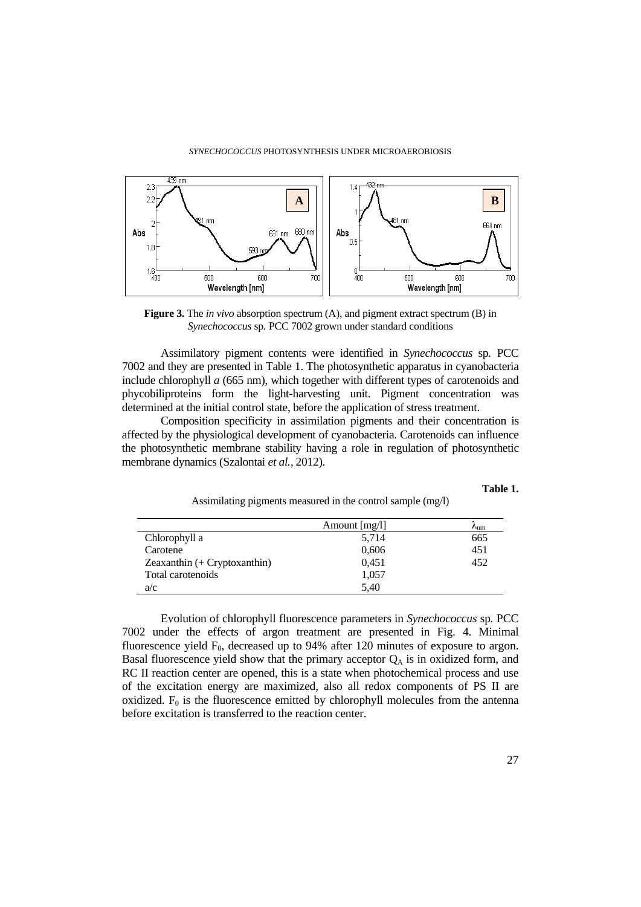**Figure 3.** The *in vivo* absorption spectrum (A), and pigment extract spectrum (B) in *Synechococcus* sp. PCC 7002 grown under standard conditions

Assimilatory pigment contents were identified in *Synechococcus* sp. PCC 7002 and they are presented in Table 1. The photosynthetic apparatus in cyanobacteria include chlorophyll *a* (665 nm), which together with different types of carotenoids and phycobiliproteins form the light-harvesting unit. Pigment concentration was determined at the initial control state, before the application of stress treatment.

Composition specificity in assimilation pigments and their concentration is affected by the physiological development of cyanobacteria. Carotenoids can influence the photosynthetic membrane stability having a role in regulation of photosynthetic membrane dynamics (Szalontai *et al.,* 2012).

**Table 1.**

Assimilating pigments measured in the control sample (mg/l)

| | Amount [mg/l] | $\lambda_{nm}$ |
|---|---|---|
| Chlorophyll a | 5,714 | 665 |
| Carotene | 0,606 | 451 |
| Zeaxanthin (+ Cryptoxanthin) | 0,451 | 452 |
| Total carotenoids | 1,057 | |
| a/c | 5,40 | |

Evolution of chlorophyll fluorescence parameters in *Synechococcus* sp. PCC 7002 under the effects of argon treatment are presented in Fig. 4. Minimal fluorescence yield $F_0$, decreased up to 94% after 120 minutes of exposure to argon. Basal fluorescence yield show that the primary acceptor $Q_A$ is in oxidized form, and RC II reaction center are opened, this is a state when photochemical process and use of the excitation energy are maximized, also all redox components of PS II are oxidized. $F_0$ is the fluorescence emitted by chlorophyll molecules from the antenna before excitation is transferred to the reaction center.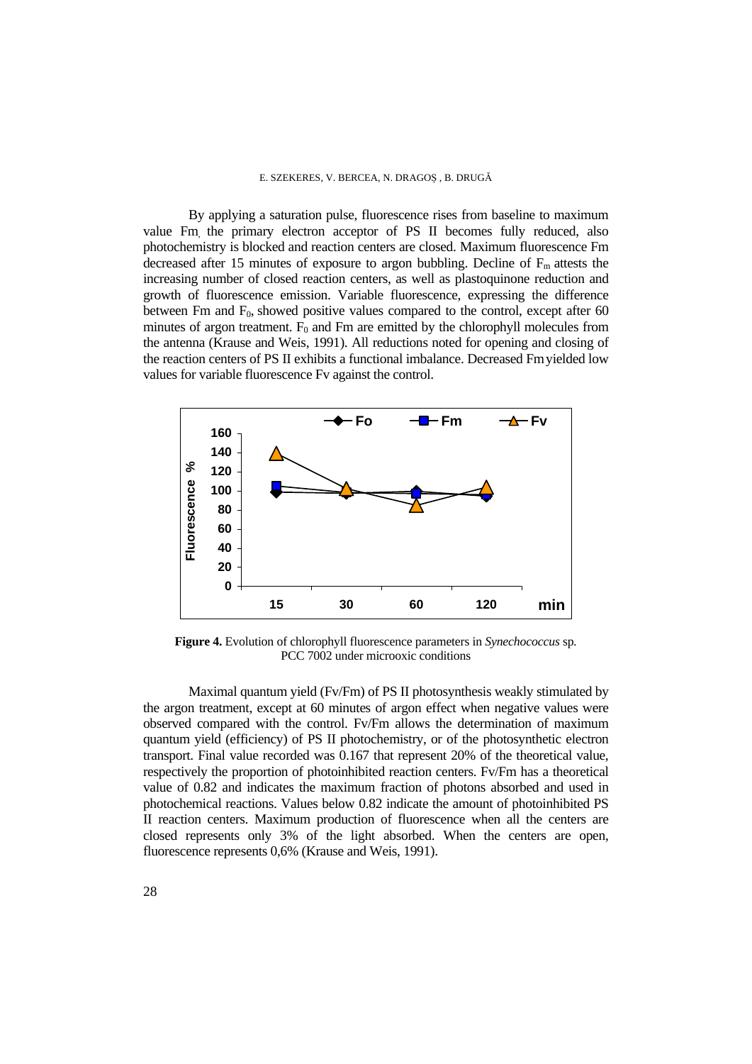By applying a saturation pulse, fluorescence rises from baseline to maximum value Fm, the primary electron acceptor of PS II becomes fully reduced, also photochemistry is blocked and reaction centers are closed. Maximum fluorescence Fm decreased after 15 minutes of exposure to argon bubbling. Decline of $F_m$ attests the increasing number of closed reaction centers, as well as plastoquinone reduction and growth of fluorescence emission. Variable fluorescence, expressing the difference between Fm and $F_0$, showed positive values compared to the control, except after 60 minutes of argon treatment. $F_0$ and Fm are emitted by the chlorophyll molecules from the antenna (Krause and Weis, 1991). All reductions noted for opening and closing of the reaction centers of PS II exhibits a functional imbalance. Decreased Fm yielded low values for variable fluorescence Fv against the control.

**Figure 4.** Evolution of chlorophyll fluorescence parameters in *Synechococcus* sp. PCC 7002 under microoxic conditions

Maximal quantum yield (Fv/Fm) of PS II photosynthesis weakly stimulated by the argon treatment, except at 60 minutes of argon effect when negative values were observed compared with the control. Fv/Fm allows the determination of maximum quantum yield (efficiency) of PS II photochemistry, or of the photosynthetic electron transport. Final value recorded was 0.167 that represent 20% of the theoretical value, respectively the proportion of photoinhibited reaction centers. Fv/Fm has a theoretical value of 0.82 and indicates the maximum fraction of photons absorbed and used in photochemical reactions. Values below 0.82 indicate the amount of photoinhibited PS II reaction centers. Maximum production of fluorescence when all the centers are closed represents only 3% of the light absorbed. When the centers are open, fluorescence represents 0,6% (Krause and Weis, 1991).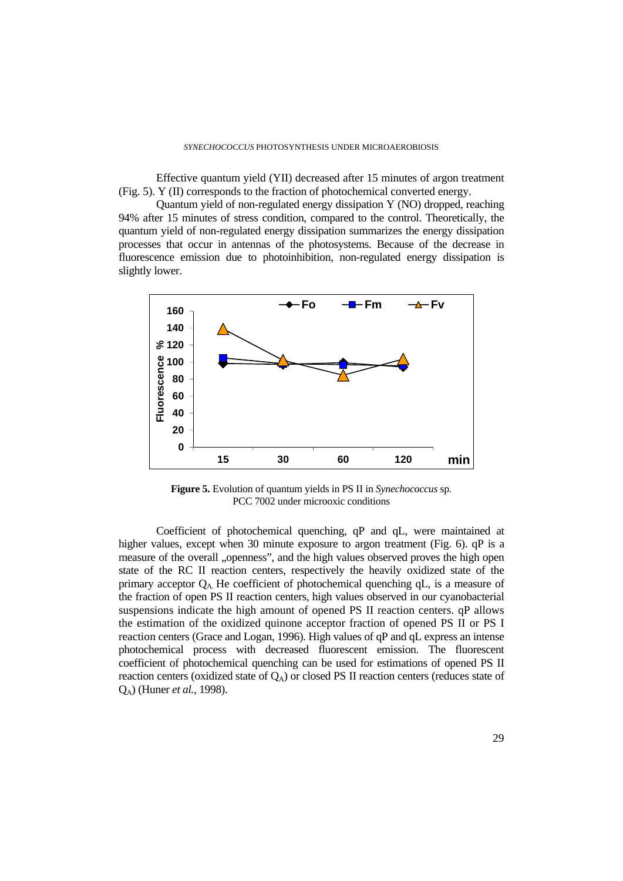Effective quantum yield (YII) decreased after 15 minutes of argon treatment (Fig. 5). Y (II) corresponds to the fraction of photochemical converted energy.

Quantum yield of non-regulated energy dissipation Y (NO) dropped, reaching 94% after 15 minutes of stress condition, compared to the control. Theoretically, the quantum yield of non-regulated energy dissipation summarizes the energy dissipation processes that occur in antennas of the photosystems. Because of the decrease in fluorescence emission due to photoinhibition, non-regulated energy dissipation is slightly lower.

**Figure 5.** Evolution of quantum yields in PS II in *Synechococcus* sp. PCC 7002 under microoxic conditions

Coefficient of photochemical quenching, qP and qL, were maintained at higher values, except when 30 minute exposure to argon treatment (Fig. 6). qP is a measure of the overall „openness", and the high values observed proves the high open state of the RC II reaction centers, respectively the heavily oxidized state of the primary acceptor $Q_A$. He coefficient of photochemical quenching qL, is a measure of the fraction of open PS II reaction centers, high values observed in our cyanobacterial suspensions indicate the high amount of opened PS II reaction centers. qP allows the estimation of the oxidized quinone acceptor fraction of opened PS II or PS I reaction centers (Grace and Logan, 1996). High values of qP and qL express an intense photochemical process with decreased fluorescent emission. The fluorescent coefficient of photochemical quenching can be used for estimations of opened PS II reaction centers (oxidized state of $Q_A$) or closed PS II reaction centers (reduces state of $Q_A$) (Huner *et al.*, 1998).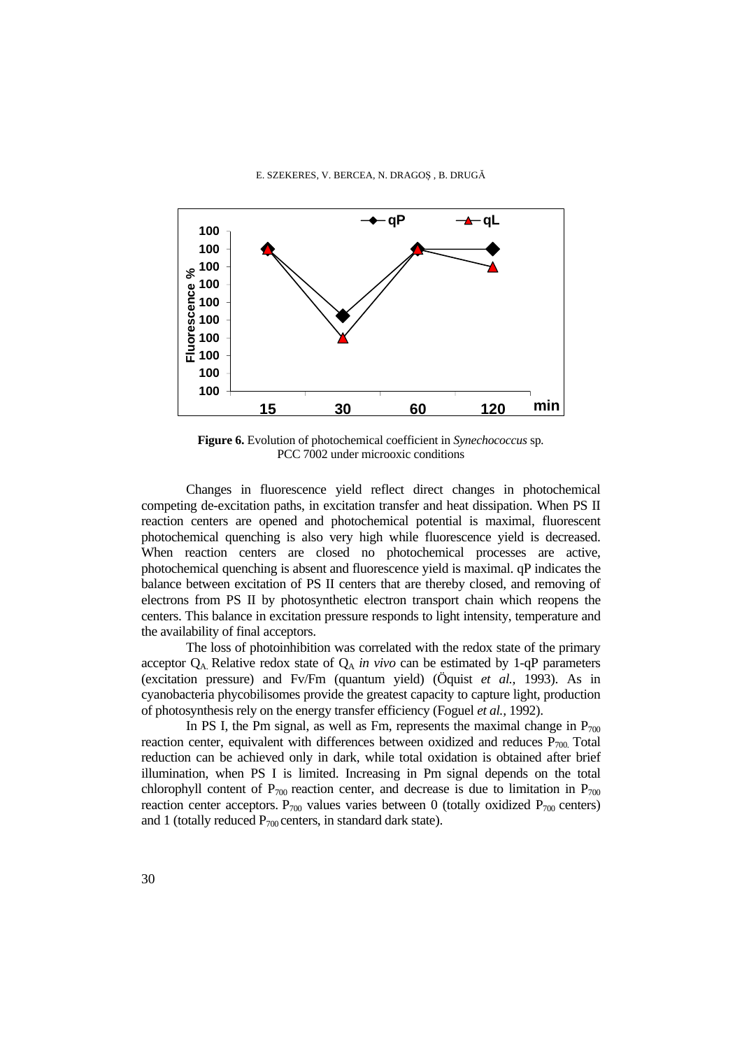**Figure 6.** Evolution of photochemical coefficient in *Synechococcus* sp. PCC 7002 under microoxic conditions

Changes in fluorescence yield reflect direct changes in photochemical competing de-excitation paths, in excitation transfer and heat dissipation. When PS II reaction centers are opened and photochemical potential is maximal, fluorescent photochemical quenching is also very high while fluorescence yield is decreased. When reaction centers are closed no photochemical processes are active, photochemical quenching is absent and fluorescence yield is maximal. qP indicates the balance between excitation of PS II centers that are thereby closed, and removing of electrons from PS II by photosynthetic electron transport chain which reopens the centers. This balance in excitation pressure responds to light intensity, temperature and the availability of final acceptors.

The loss of photoinhibition was correlated with the redox state of the primary acceptor $Q_A$. Relative redox state of $Q_A$ *in vivo* can be estimated by 1-qP parameters (excitation pressure) and Fv/Fm (quantum yield) (Öquist *et al.,* 1993). As in cyanobacteria phycobilisomes provide the greatest capacity to capture light, production of photosynthesis rely on the energy transfer efficiency (Foguel *et al.*, 1992).

In PS I, the Pm signal, as well as Fm, represents the maximal change in $P_{700}$ reaction center, equivalent with differences between oxidized and reduces $P_{700}$. Total reduction can be achieved only in dark, while total oxidation is obtained after brief illumination, when PS I is limited. Increasing in Pm signal depends on the total chlorophyll content of $P_{700}$ reaction center, and decrease is due to limitation in $P_{700}$ reaction center acceptors. $P_{700}$ values varies between 0 (totally oxidized $P_{700}$ centers) and 1 (totally reduced $P_{700}$ centers, in standard dark state).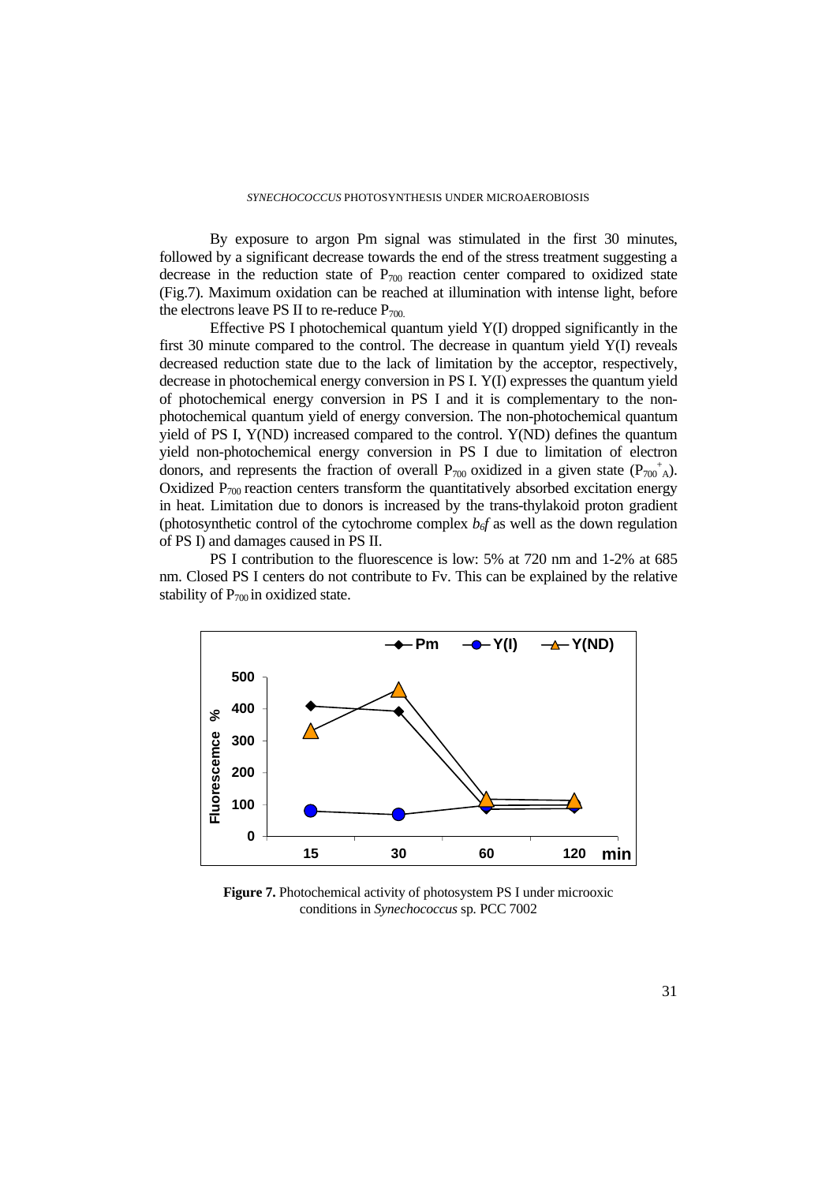By exposure to argon Pm signal was stimulated in the first 30 minutes, followed by a significant decrease towards the end of the stress treatment suggesting a decrease in the reduction state of $P_{700}$ reaction center compared to oxidized state (Fig.7). Maximum oxidation can be reached at illumination with intense light, before the electrons leave PS II to re-reduce $P_{700.}$

Effective PS I photochemical quantum yield Y(I) dropped significantly in the first 30 minute compared to the control. The decrease in quantum yield Y(I) reveals decreased reduction state due to the lack of limitation by the acceptor, respectively, decrease in photochemical energy conversion in PS I. Y(I) expresses the quantum yield of photochemical energy conversion in PS I and it is complementary to the non-photochemical quantum yield of energy conversion. The non-photochemical quantum yield of PS I, Y(ND) increased compared to the control. Y(ND) defines the quantum yield non-photochemical energy conversion in PS I due to limitation of electron donors, and represents the fraction of overall $P_{700}$ oxidized in a given state ($P_{700}{}^{+}{}_{A}$). Oxidized $P_{700}$ reaction centers transform the quantitatively absorbed excitation energy in heat. Limitation due to donors is increased by the trans-thylakoid proton gradient (photosynthetic control of the cytochrome complex $b_6f$ as well as the down regulation of PS I) and damages caused in PS II.

PS I contribution to the fluorescence is low: 5% at 720 nm and 1-2% at 685 nm. Closed PS I centers do not contribute to Fv. This can be explained by the relative stability of $P_{700}$ in oxidized state.

**Figure 7.** Photochemical activity of photosystem PS I under microoxic conditions in *Synechococcus* sp. PCC 7002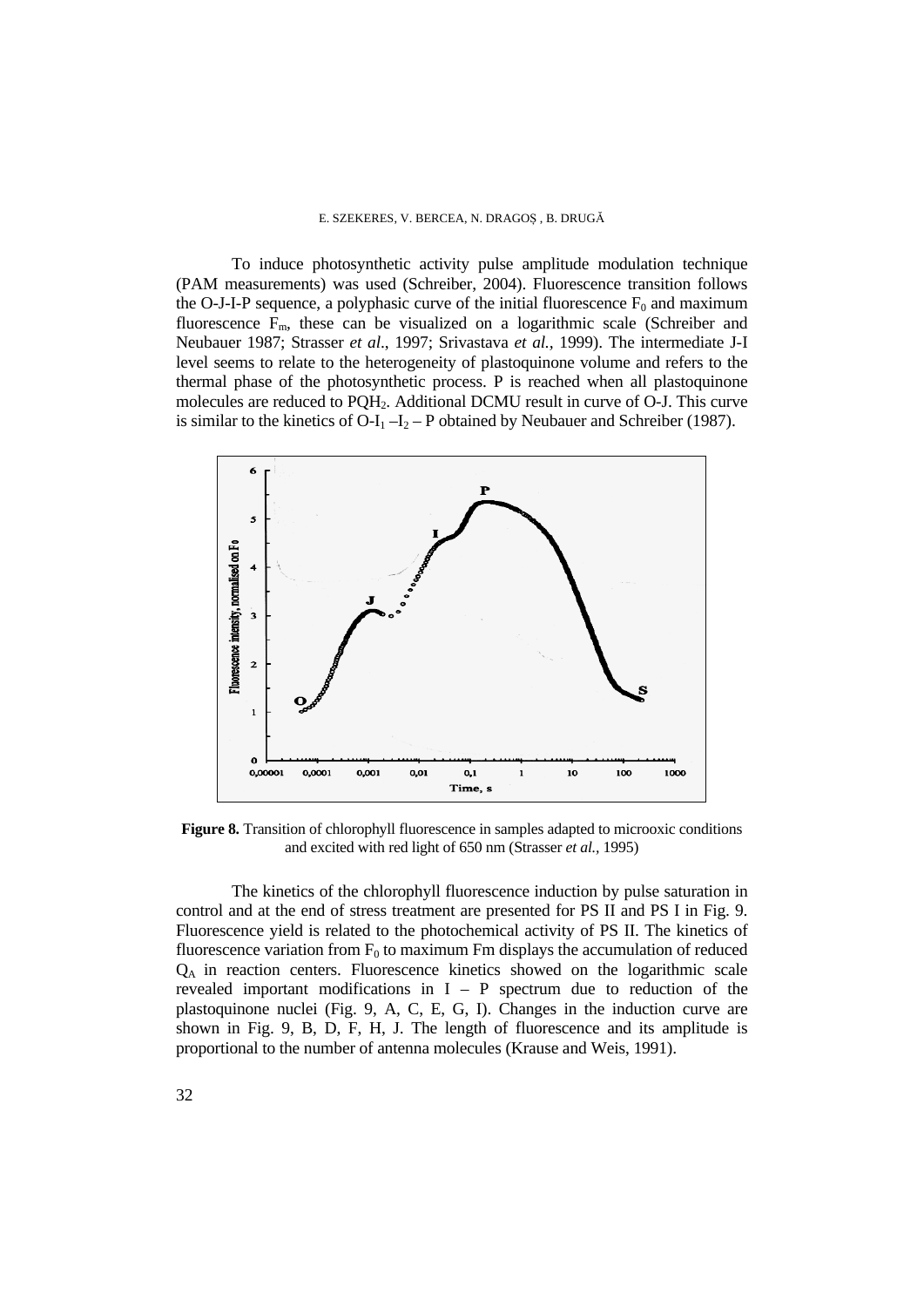To induce photosynthetic activity pulse amplitude modulation technique (PAM measurements) was used (Schreiber, 2004). Fluorescence transition follows the O-J-I-P sequence, a polyphasic curve of the initial fluorescence $F_0$ and maximum fluorescence $F_m$, these can be visualized on a logarithmic scale (Schreiber and Neubauer 1987; Strasser *et al*., 1997; Srivastava *et al.*, 1999). The intermediate J-I level seems to relate to the heterogeneity of plastoquinone volume and refers to the thermal phase of the photosynthetic process. P is reached when all plastoquinone molecules are reduced to $PQH_2$. Additional DCMU result in curve of O-J. This curve is similar to the kinetics of O-$I_1$ –$I_2$ – P obtained by Neubauer and Schreiber (1987).

**Figure 8.** Transition of chlorophyll fluorescence in samples adapted to microoxic conditions and excited with red light of 650 nm (Strasser *et al.*, 1995)

The kinetics of the chlorophyll fluorescence induction by pulse saturation in control and at the end of stress treatment are presented for PS II and PS I in Fig. 9. Fluorescence yield is related to the photochemical activity of PS II. The kinetics of fluorescence variation from $F_0$ to maximum Fm displays the accumulation of reduced $Q_A$ in reaction centers. Fluorescence kinetics showed on the logarithmic scale revealed important modifications in I – P spectrum due to reduction of the plastoquinone nuclei (Fig. 9, A, C, E, G, I). Changes in the induction curve are shown in Fig. 9, B, D, F, H, J. The length of fluorescence and its amplitude is proportional to the number of antenna molecules (Krause and Weis, 1991).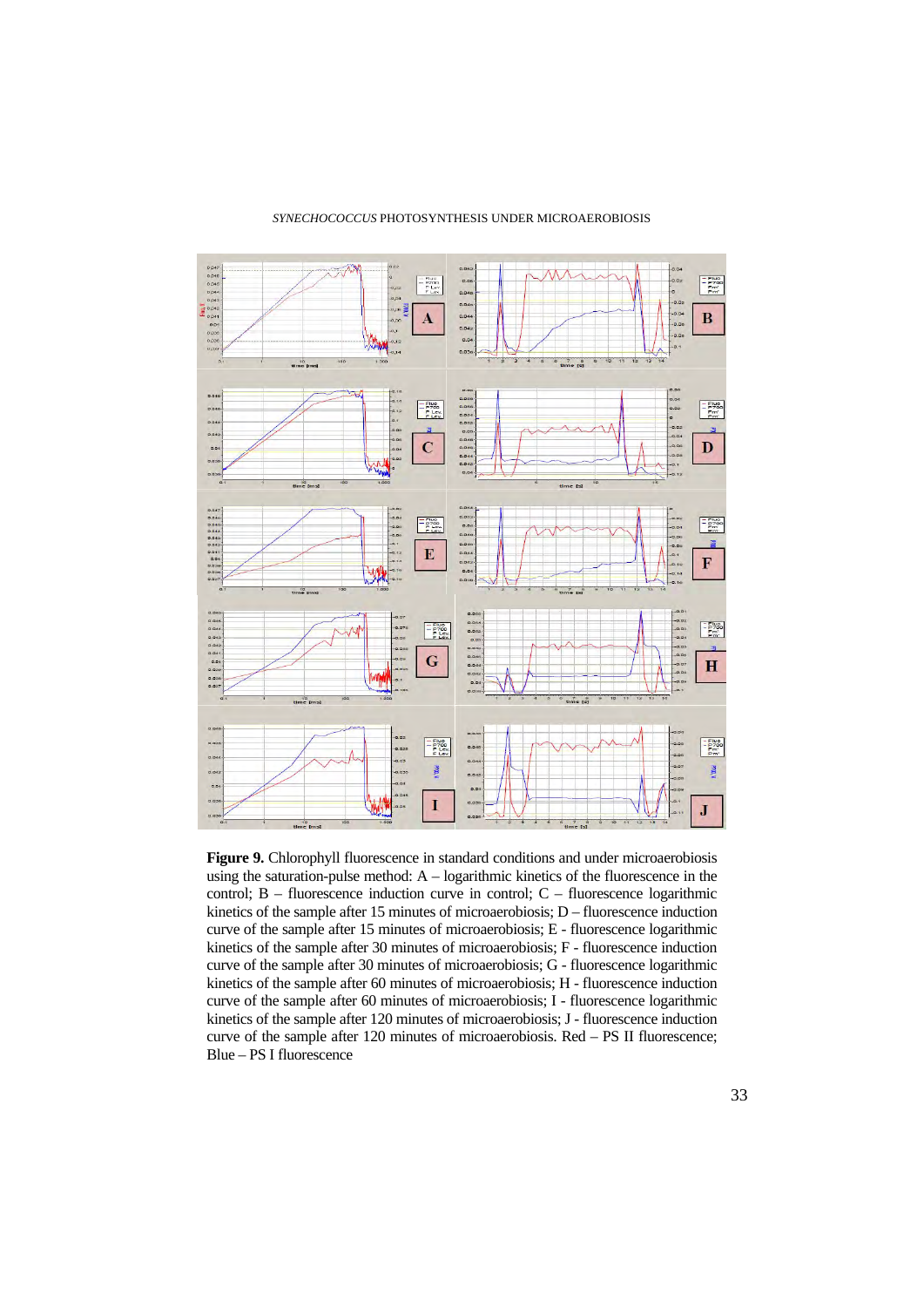**Figure 9.** Chlorophyll fluorescence in standard conditions and under microaerobiosis using the saturation-pulse method: A – logarithmic kinetics of the fluorescence in the control; B – fluorescence induction curve in control; C – fluorescence logarithmic kinetics of the sample after 15 minutes of microaerobiosis; D – fluorescence induction curve of the sample after 15 minutes of microaerobiosis; E - fluorescence logarithmic kinetics of the sample after 30 minutes of microaerobiosis; F - fluorescence induction curve of the sample after 30 minutes of microaerobiosis; G - fluorescence logarithmic kinetics of the sample after 60 minutes of microaerobiosis; H - fluorescence induction curve of the sample after 60 minutes of microaerobiosis; I - fluorescence logarithmic kinetics of the sample after 120 minutes of microaerobiosis; J - fluorescence induction curve of the sample after 120 minutes of microaerobiosis. Red – PS II fluorescence; Blue – PS I fluorescence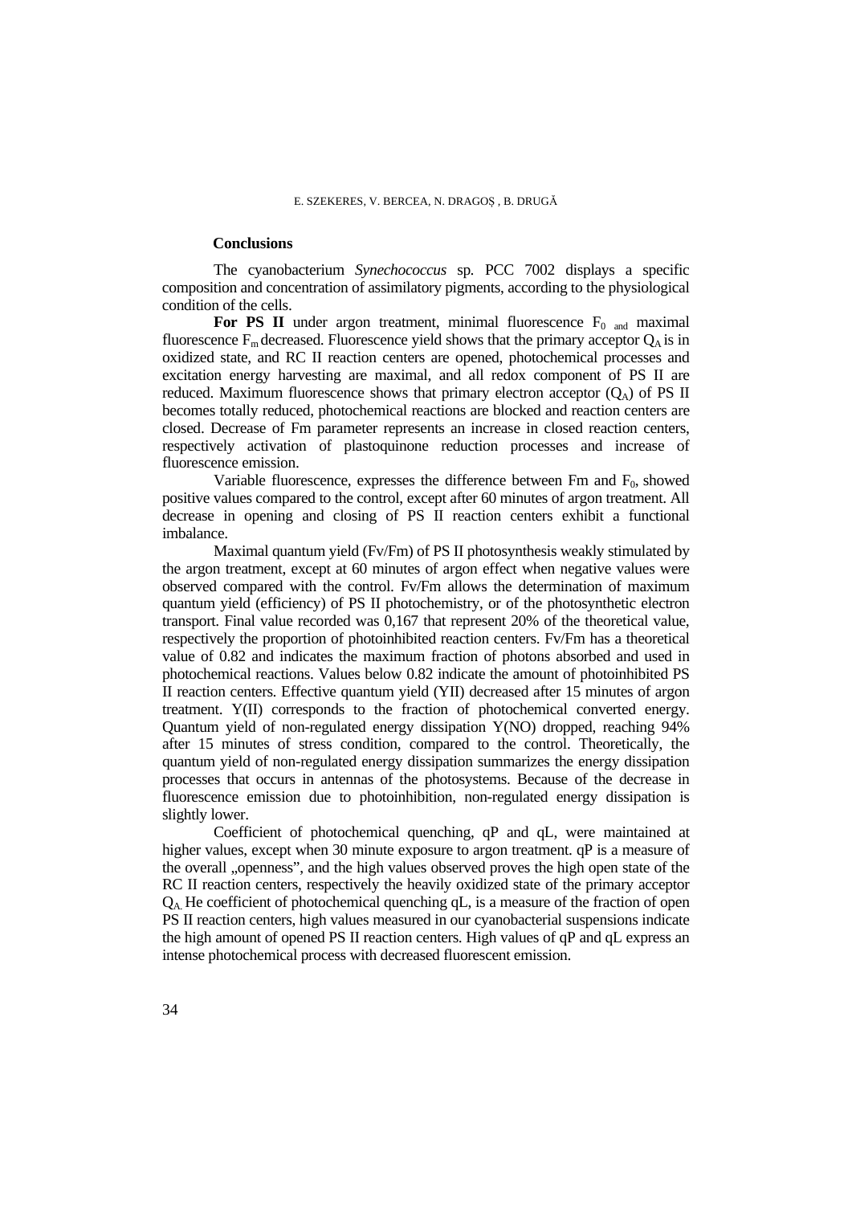### Conclusions

The cyanobacterium *Synechococcus* sp. PCC 7002 displays a specific composition and concentration of assimilatory pigments, according to the physiological condition of the cells.

**For PS II** under argon treatment, minimal fluorescence $F_{0\ \mathrm{and}}$ maximal fluorescence $F_m$ decreased. Fluorescence yield shows that the primary acceptor $Q_A$ is in oxidized state, and RC II reaction centers are opened, photochemical processes and excitation energy harvesting are maximal, and all redox component of PS II are reduced. Maximum fluorescence shows that primary electron acceptor ($Q_A$) of PS II becomes totally reduced, photochemical reactions are blocked and reaction centers are closed. Decrease of Fm parameter represents an increase in closed reaction centers, respectively activation of plastoquinone reduction processes and increase of fluorescence emission.

Variable fluorescence, expresses the difference between Fm and $F_0$, showed positive values compared to the control, except after 60 minutes of argon treatment. All decrease in opening and closing of PS II reaction centers exhibit a functional imbalance.

Maximal quantum yield (Fv/Fm) of PS II photosynthesis weakly stimulated by the argon treatment, except at 60 minutes of argon effect when negative values were observed compared with the control. Fv/Fm allows the determination of maximum quantum yield (efficiency) of PS II photochemistry, or of the photosynthetic electron transport. Final value recorded was 0,167 that represent 20% of the theoretical value, respectively the proportion of photoinhibited reaction centers. Fv/Fm has a theoretical value of 0.82 and indicates the maximum fraction of photons absorbed and used in photochemical reactions. Values below 0.82 indicate the amount of photoinhibited PS II reaction centers. Effective quantum yield (YII) decreased after 15 minutes of argon treatment. Y(II) corresponds to the fraction of photochemical converted energy. Quantum yield of non-regulated energy dissipation Y(NO) dropped, reaching 94% after 15 minutes of stress condition, compared to the control. Theoretically, the quantum yield of non-regulated energy dissipation summarizes the energy dissipation processes that occurs in antennas of the photosystems. Because of the decrease in fluorescence emission due to photoinhibition, non-regulated energy dissipation is slightly lower.

Coefficient of photochemical quenching, qP and qL, were maintained at higher values, except when 30 minute exposure to argon treatment. qP is a measure of the overall „openness", and the high values observed proves the high open state of the RC II reaction centers, respectively the heavily oxidized state of the primary acceptor $Q_{A.}$ He coefficient of photochemical quenching qL, is a measure of the fraction of open PS II reaction centers, high values measured in our cyanobacterial suspensions indicate the high amount of opened PS II reaction centers. High values of qP and qL express an intense photochemical process with decreased fluorescent emission.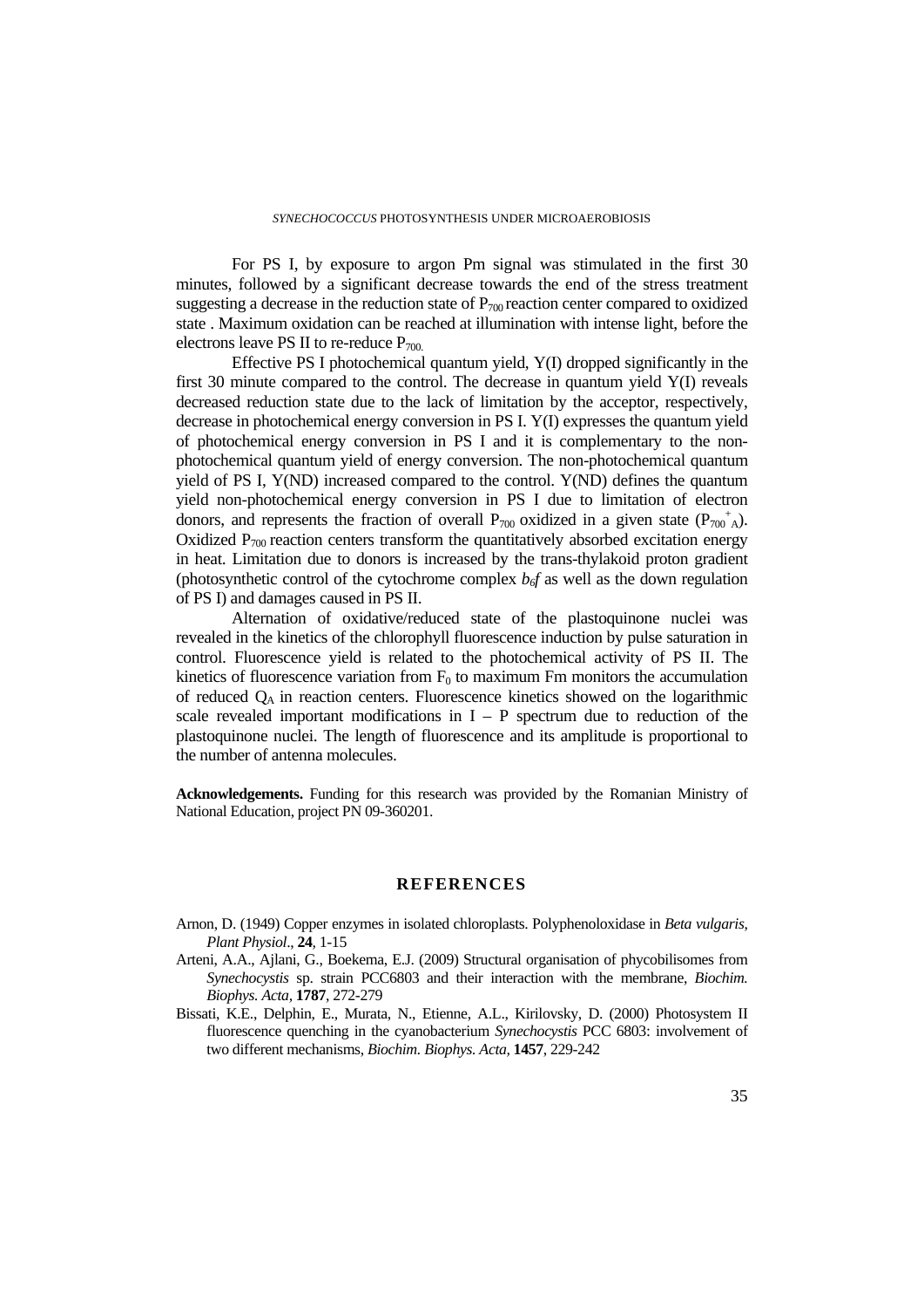For PS I, by exposure to argon Pm signal was stimulated in the first 30 minutes, followed by a significant decrease towards the end of the stress treatment suggesting a decrease in the reduction state of $P_{700}$ reaction center compared to oxidized state . Maximum oxidation can be reached at illumination with intense light, before the electrons leave PS II to re-reduce $P_{700.}$

Effective PS I photochemical quantum yield, Y(I) dropped significantly in the first 30 minute compared to the control. The decrease in quantum yield Y(I) reveals decreased reduction state due to the lack of limitation by the acceptor, respectively, decrease in photochemical energy conversion in PS I. Y(I) expresses the quantum yield of photochemical energy conversion in PS I and it is complementary to the non-photochemical quantum yield of energy conversion. The non-photochemical quantum yield of PS I, Y(ND) increased compared to the control. Y(ND) defines the quantum yield non-photochemical energy conversion in PS I due to limitation of electron donors, and represents the fraction of overall $P_{700}$ oxidized in a given state ($P_{700}{}^{+}{}_{A}$). Oxidized $P_{700}$ reaction centers transform the quantitatively absorbed excitation energy in heat. Limitation due to donors is increased by the trans-thylakoid proton gradient (photosynthetic control of the cytochrome complex $b_6f$ as well as the down regulation of PS I) and damages caused in PS II.

Alternation of oxidative/reduced state of the plastoquinone nuclei was revealed in the kinetics of the chlorophyll fluorescence induction by pulse saturation in control. Fluorescence yield is related to the photochemical activity of PS II. The kinetics of fluorescence variation from $F_0$ to maximum Fm monitors the accumulation of reduced $Q_A$ in reaction centers. Fluorescence kinetics showed on the logarithmic scale revealed important modifications in I – P spectrum due to reduction of the plastoquinone nuclei. The length of fluorescence and its amplitude is proportional to the number of antenna molecules.

**Acknowledgements.** Funding for this research was provided by the Romanian Ministry of National Education, project PN 09-360201.

## REFERENCES

Arnon, D. (1949) Copper enzymes in isolated chloroplasts. Polyphenoloxidase in *Beta vulgaris*, *Plant Physiol*., **24**, 1-15

Arteni, A.A., Ajlani, G., Boekema, E.J. (2009) Structural organisation of phycobilisomes from *Synechocystis* sp. strain PCC6803 and their interaction with the membrane, *Biochim. Biophys. Acta*, **1787**, 272-279

Bissati, K.E., Delphin, E., Murata, N., Etienne, A.L., Kirilovsky, D. (2000) Photosystem II fluorescence quenching in the cyanobacterium *Synechocystis* PCC 6803: involvement of two different mechanisms, *Biochim. Biophys. Acta*, **1457**, 229-242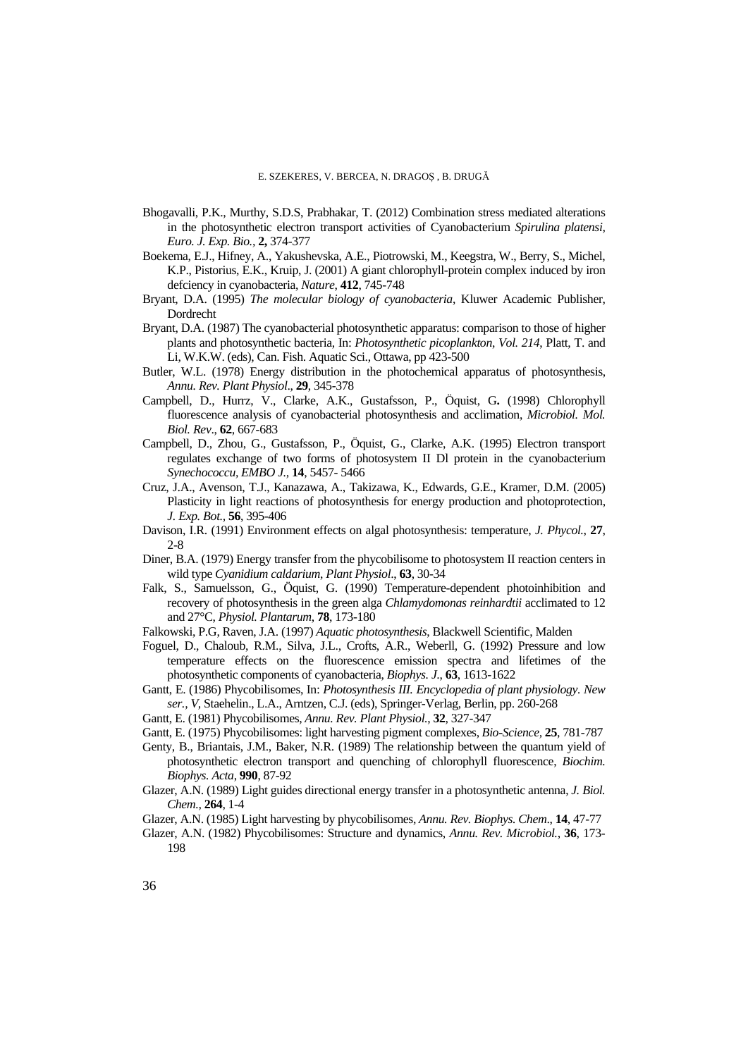Bhogavalli, P.K., Murthy, S.D.S, Prabhakar, T. (2012) Combination stress mediated alterations in the photosynthetic electron transport activities of Cyanobacterium *Spirulina platensi, Euro. J. Exp. Bio.,* **2,** 374-377

Boekema, E.J., Hifney, A., Yakushevska, A.E., Piotrowski, M., Keegstra, W., Berry, S., Michel, K.P., Pistorius, E.K., Kruip, J. (2001) A giant chlorophyll-protein complex induced by iron defciency in cyanobacteria, *Nature*, **412**, 745-748

Bryant, D.A. (1995) *The molecular biology of cyanobacteria*, Kluwer Academic Publisher, Dordrecht

Bryant, D.A. (1987) The cyanobacterial photosynthetic apparatus: comparison to those of higher plants and photosynthetic bacteria, In: *Photosynthetic picoplankton, Vol. 214*, Platt, T. and Li, W.K.W. (eds), Can. Fish. Aquatic Sci., Ottawa, pp 423-500

Butler, W.L. (1978) Energy distribution in the photochemical apparatus of photosynthesis, *Annu. Rev. Plant Physiol*., **29**, 345-378

Campbell, D., Hurrz, V., Clarke, A.K., Gustafsson, P., Öquist, G**.** (1998) Chlorophyll fluorescence analysis of cyanobacterial photosynthesis and acclimation, *Microbiol. Mol. Biol. Rev*., **62**, 667-683

Campbell, D., Zhou, G., Gustafsson, P., Öquist, G., Clarke, A.K. (1995) Electron transport regulates exchange of two forms of photosystem II Dl protein in the cyanobacterium *Synechococcu, EMBO J*., **14**, 5457- 5466

Cruz, J.A., Avenson, T.J., Kanazawa, A., Takizawa, K., Edwards, G.E., Kramer, D.M. (2005) Plasticity in light reactions of photosynthesis for energy production and photoprotection, *J. Exp. Bot.,* **56**, 395-406

Davison, I.R. (1991) Environment effects on algal photosynthesis: temperature, *J. Phycol.,* **27**, 2-8

Diner, B.A. (1979) Energy transfer from the phycobilisome to photosystem II reaction centers in wild type *Cyanidium caldarium*, *Plant Physiol*., **63**, 30-34

Falk, S., Samuelsson, G., Öquist, G. (1990) Temperature-dependent photoinhibition and recovery of photosynthesis in the green alga *Chlamydomonas reinhardtii* acclimated to 12 and 27°C, *Physiol. Plantarum*, **78**, 173-180

Falkowski, P.G, Raven, J.A. (1997) *Aquatic photosynthesis*, Blackwell Scientific, Malden

Foguel, D., Chaloub, R.M., Silva, J.L., Crofts, A.R., Weberll, G. (1992) Pressure and low temperature effects on the fluorescence emission spectra and lifetimes of the photosynthetic components of cyanobacteria, *Biophys. J*., **63**, 1613-1622

Gantt, E. (1986) Phycobilisomes, In: *Photosynthesis III. Encyclopedia of plant physiology. New ser., V*, Staehelin., L.A., Arntzen, C.J. (eds), Springer-Verlag, Berlin, pp. 260-268

Gantt, E. (1981) Phycobilisomes, *Annu. Rev. Plant Physiol.*, **32**, 327-347

Gantt, E. (1975) Phycobilisomes: light harvesting pigment complexes, *Bio-Science,* **25**, 781-787

Genty, B., Briantais, J.M., Baker, N.R. (1989) The relationship between the quantum yield of photosynthetic electron transport and quenching of chlorophyll fluorescence, *Biochim. Biophys. Acta*, **990**, 87-92

Glazer, A.N. (1989) Light guides directional energy transfer in a photosynthetic antenna, *J. Biol. Chem.*, **264**, 1-4

Glazer, A.N. (1985) Light harvesting by phycobilisomes, *Annu. Rev. Biophys. Chem*., **14**, 47-77

Glazer, A.N. (1982) Phycobilisomes: Structure and dynamics, *Annu. Rev. Microbiol.*, **36**, 173-198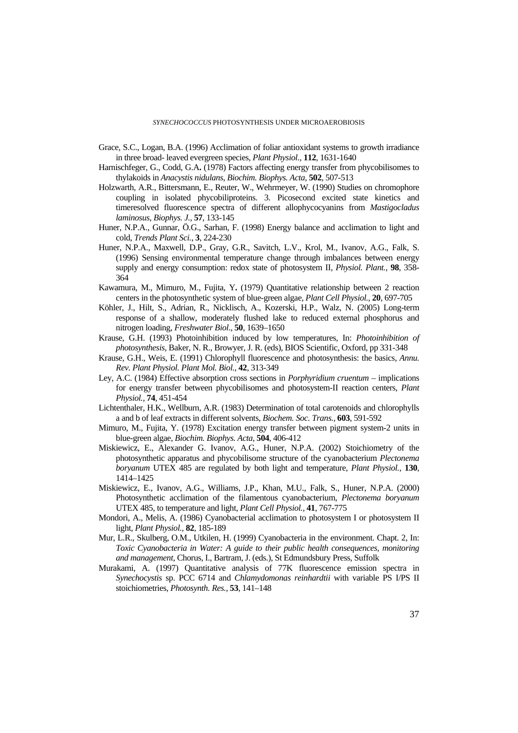Grace, S.C., Logan, B.A. (1996) Acclimation of foliar antioxidant systems to growth irradiance in three broad- leaved evergreen species, *Plant Physiol.*, **112**, 1631-1640

Harnischfeger, G., Codd, G.A**.** (1978) Factors affecting energy transfer from phycobilisomes to thylakoids in *Anacystis nidulans*, *Biochim. Biophys. Acta*, **502**, 507-513

Holzwarth, A.R., Bittersmann, E., Reuter, W., Wehrmeyer, W. (1990) Studies on chromophore coupling in isolated phycobiliproteins. 3. Picosecond excited state kinetics and timeresolved fluorescence spectra of different allophycocyanins from *Mastigocladus laminosus*, *Biophys. J.*, **57**, 133-145

Huner, N.P.A., Gunnar, Ö.G., Sarhan, F. (1998) Energy balance and acclimation to light and cold, *Trends Plant Sci.*, **3**, 224-230

Huner, N.P.A., Maxwell, D.P., Gray, G.R., Savitch, L.V., Krol, M., Ivanov, A.G., Falk, S. (1996) Sensing environmental temperature change through imbalances between energy supply and energy consumption: redox state of photosystem II, *Physiol. Plant.,* **98**, 358-364

Kawamura, M., Mimuro, M., Fujita, Y**.** (1979) Quantitative relationship between 2 reaction centers in the photosynthetic system of blue-green algae, *Plant Cell Physiol.*, **20**, 697-705

Köhler, J., Hilt, S., Adrian, R., Nicklisch, A., Kozerski, H.P., Walz, N. (2005) Long-term response of a shallow, moderately flushed lake to reduced external phosphorus and nitrogen loading, *Freshwater Biol*., **50**, 1639–1650

Krause, G.H. (1993) Photoinhibition induced by low temperatures, In: *Photoinhibition of photosynthesis*, Baker, N. R., Browyer, J. R. (eds), BIOS Scientific, Oxford, pp 331-348

Krause, G.H., Weis, E. (1991) Chlorophyll fluorescence and photosynthesis: the basics, *Annu. Rev. Plant Physiol. Plant Mol. Biol.*, **42**, 313-349

Ley, A.C. (1984) Effective absorption cross sections in *Porphyridium cruentum* – implications for energy transfer between phycobilisomes and photosystem-II reaction centers, *Plant Physiol.,* **74**, 451-454

Lichtenthaler, H.K., Wellburn, A.R. (1983) Determination of total carotenoids and chlorophylls a and b of leaf extracts in different solvents, *Biochem. Soc. Trans.*, **603**, 591-592

Mimuro, M., Fujita, Y. (1978) Excitation energy transfer between pigment system-2 units in blue-green algae, *Biochim. Biophys. Acta*, **504**, 406-412

Miskiewicz, E., Alexander G. Ivanov, A.G., Huner, N.P.A. (2002) Stoichiometry of the photosynthetic apparatus and phycobilisome structure of the cyanobacterium *Plectonema boryanum* UTEX 485 are regulated by both light and temperature, *Plant Physiol.*, **130**, 1414–1425

Miskiewicz, E., Ivanov, A.G., Williams, J.P., Khan, M.U., Falk, S., Huner, N.P.A. (2000) Photosynthetic acclimation of the filamentous cyanobacterium, *Plectonema boryanum* UTEX 485, to temperature and light, *Plant Cell Physiol.*, **41**, 767-775

Mondori, A., Melis, A. (1986) Cyanobacterial acclimation to photosystem I or photosystem II light, *Plant Physiol.*, **82**, 185-189

Mur, L.R., Skulberg, O.M., Utkilen, H. (1999) Cyanobacteria in the environment. Chapt. 2, In: *Toxic Cyanobacteria in Water: A guide to their public health consequences, monitoring and management*, Chorus, I., Bartram, J. (eds.), St Edmundsbury Press, Suffolk

Murakami, A. (1997) Quantitative analysis of 77K fluorescence emission spectra in *Synechocystis* sp. PCC 6714 and *Chlamydomonas reinhardtii* with variable PS I/PS II stoichiometries, *Photosynth. Res.*, **53**, 141–148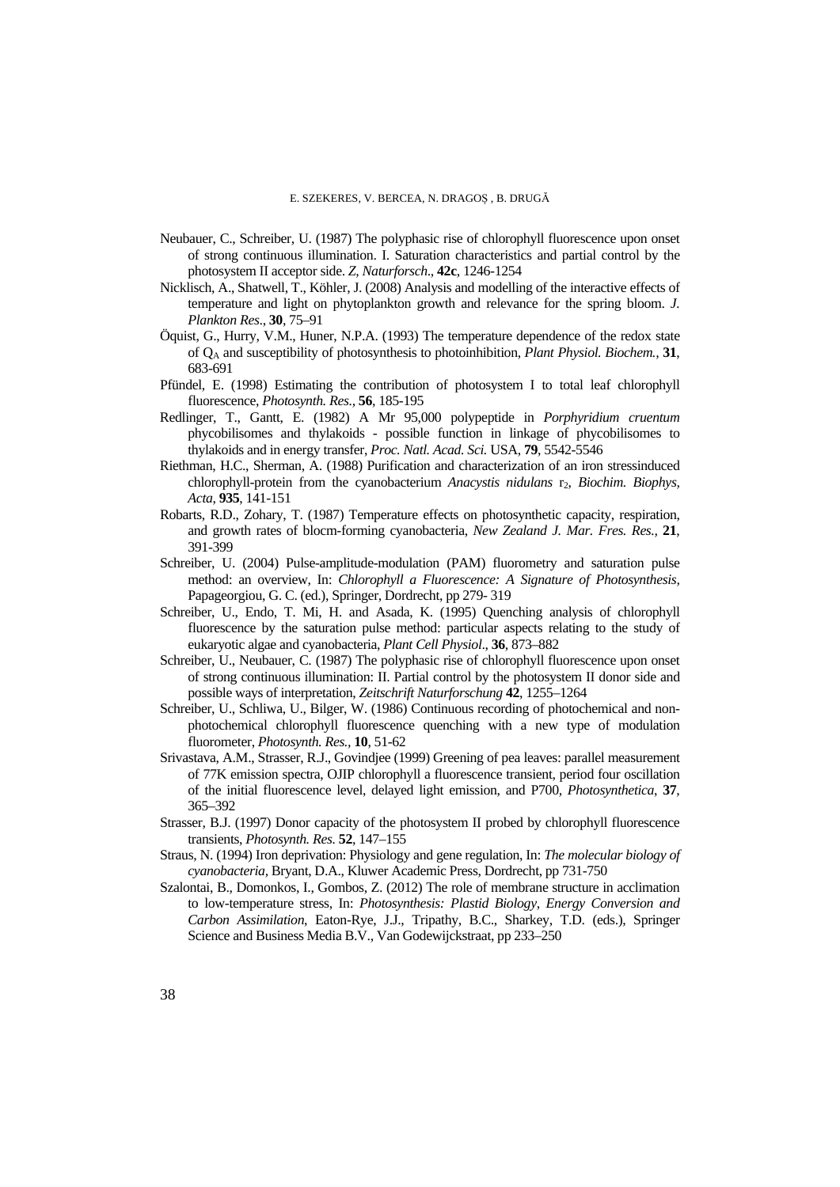Neubauer, C., Schreiber, U. (1987) The polyphasic rise of chlorophyll fluorescence upon onset of strong continuous illumination. I. Saturation characteristics and partial control by the photosystem II acceptor side. *Z, Naturforsch*., **42c**, 1246-1254

Nicklisch, A., Shatwell, T., Köhler, J. (2008) Analysis and modelling of the interactive effects of temperature and light on phytoplankton growth and relevance for the spring bloom. *J. Plankton Res*., **30**, 75–91

Öquist, G., Hurry, V.M., Huner, N.P.A. (1993) The temperature dependence of the redox state of $Q_A$ and susceptibility of photosynthesis to photoinhibition, *Plant Physiol. Biochem.,* **31**, 683-691

Pfündel, E. (1998) Estimating the contribution of photosystem I to total leaf chlorophyll fluorescence, *Photosynth. Res.,* **56**, 185-195

Redlinger, T., Gantt, E. (1982) A Mr 95,000 polypeptide in *Porphyridium cruentum* phycobilisomes and thylakoids - possible function in linkage of phycobilisomes to thylakoids and in energy transfer, *Proc. Natl. Acad. Sci.* USA, **79**, 5542-5546

Riethman, H.C., Sherman, A. (1988) Purification and characterization of an iron stressinduced chlorophyll-protein from the cyanobacterium *Anacystis nidulans* $r_2$, *Biochim. Biophys, Acta,* **935**, 141-151

Robarts, R.D., Zohary, T. (1987) Temperature effects on photosynthetic capacity, respiration, and growth rates of blocm-forming cyanobacteria, *New Zealand J. Mar. Fres. Res.,* **21**, 391-399

Schreiber, U. (2004) Pulse-amplitude-modulation (PAM) fluorometry and saturation pulse method: an overview, In: *Chlorophyll a Fluorescence: A Signature of Photosynthesis,* Papageorgiou, G. C. (ed.), Springer, Dordrecht, pp 279- 319

Schreiber, U., Endo, T. Mi, H. and Asada, K. (1995) Quenching analysis of chlorophyll fluorescence by the saturation pulse method: particular aspects relating to the study of eukaryotic algae and cyanobacteria, *Plant Cell Physiol*., **36**, 873–882

Schreiber, U., Neubauer, C. (1987) The polyphasic rise of chlorophyll fluorescence upon onset of strong continuous illumination: II. Partial control by the photosystem II donor side and possible ways of interpretation, *Zeitschrift Naturforschung* **42**, 1255–1264

Schreiber, U., Schliwa, U., Bilger, W. (1986) Continuous recording of photochemical and non-photochemical chlorophyll fluorescence quenching with a new type of modulation fluorometer, *Photosynth. Res.,* **10**, 51-62

Srivastava, A.M., Strasser, R.J., Govindjee (1999) Greening of pea leaves: parallel measurement of 77K emission spectra, OJIP chlorophyll a fluorescence transient, period four oscillation of the initial fluorescence level, delayed light emission, and P700, *Photosynthetica*, **37**, 365–392

Strasser, B.J. (1997) Donor capacity of the photosystem II probed by chlorophyll fluorescence transients, *Photosynth. Res.* **52**, 147–155

Straus, N. (1994) Iron deprivation: Physiology and gene regulation, In: *The molecular biology of cyanobacteria,* Bryant, D.A., Kluwer Academic Press, Dordrecht, pp 731-750

Szalontai, B., Domonkos, I., Gombos, Z. (2012) The role of membrane structure in acclimation to low-temperature stress, In: *Photosynthesis: Plastid Biology, Energy Conversion and Carbon Assimilation*, Eaton-Rye, J.J., Tripathy, B.C., Sharkey, T.D. (eds.), Springer Science and Business Media B.V., Van Godewijckstraat, pp 233–250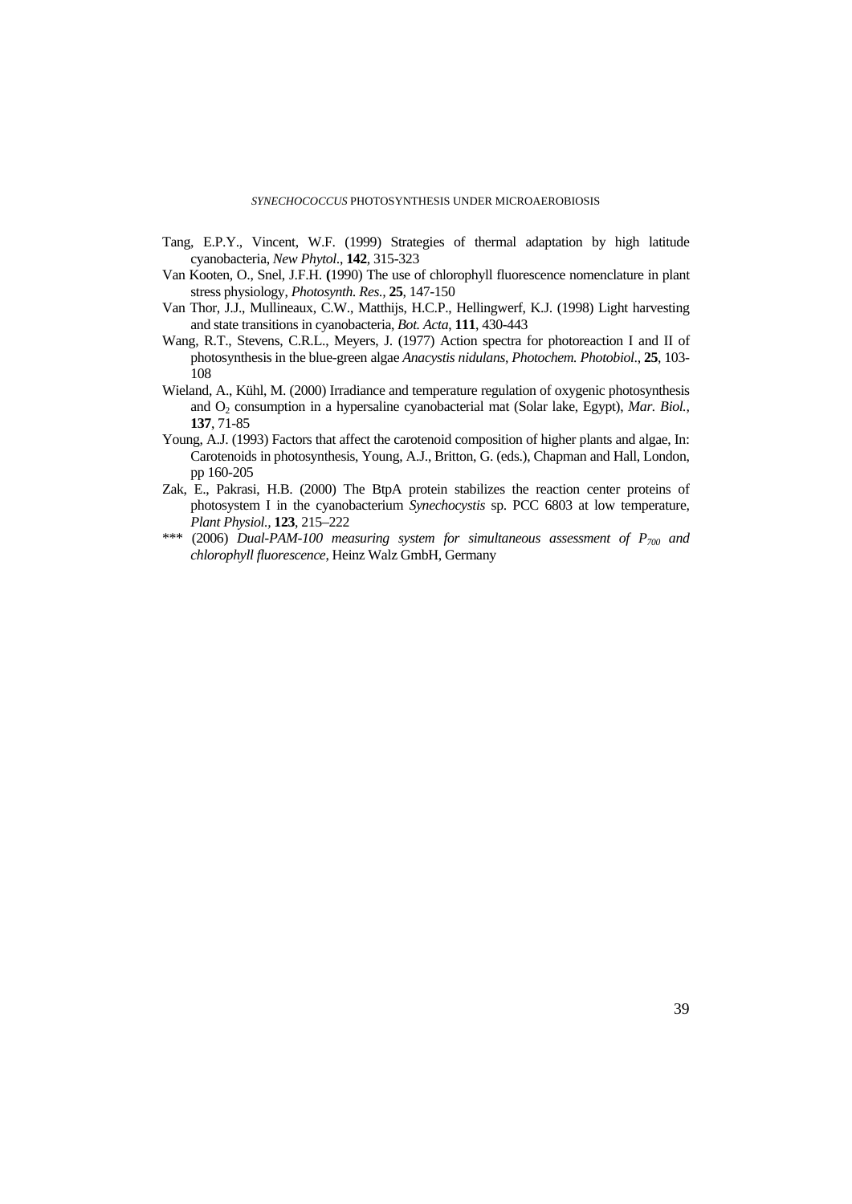Tang, E.P.Y., Vincent, W.F. (1999) Strategies of thermal adaptation by high latitude cyanobacteria, *New Phytol*., **142**, 315-323

Van Kooten, O., Snel, J.F.H. **(**1990) The use of chlorophyll fluorescence nomenclature in plant stress physiology, *Photosynth. Res.*, **25**, 147-150

Van Thor, J.J., Mullineaux, C.W., Matthijs, H.C.P., Hellingwerf, K.J. (1998) Light harvesting and state transitions in cyanobacteria, *Bot. Acta*, **111**, 430-443

Wang, R.T., Stevens, C.R.L., Meyers, J. (1977) Action spectra for photoreaction I and II of photosynthesis in the blue-green algae *Anacystis nidulans*, *Photochem. Photobiol*., **25**, 103-108

Wieland, A., Kühl, M. (2000) Irradiance and temperature regulation of oxygenic photosynthesis and $O_2$ consumption in a hypersaline cyanobacterial mat (Solar lake, Egypt), *Mar. Biol.,* **137**, 71-85

Young, A.J. (1993) Factors that affect the carotenoid composition of higher plants and algae, In: Carotenoids in photosynthesis, Young, A.J., Britton, G. (eds.), Chapman and Hall, London, pp 160-205

Zak, E., Pakrasi, H.B. (2000) The BtpA protein stabilizes the reaction center proteins of photosystem I in the cyanobacterium *Synechocystis* sp. PCC 6803 at low temperature, *Plant Physiol*., **123**, 215–222

*** (2006) *Dual-PAM-100 measuring system for simultaneous assessment of $P_{700}$ and chlorophyll fluorescence*, Heinz Walz GmbH, Germany